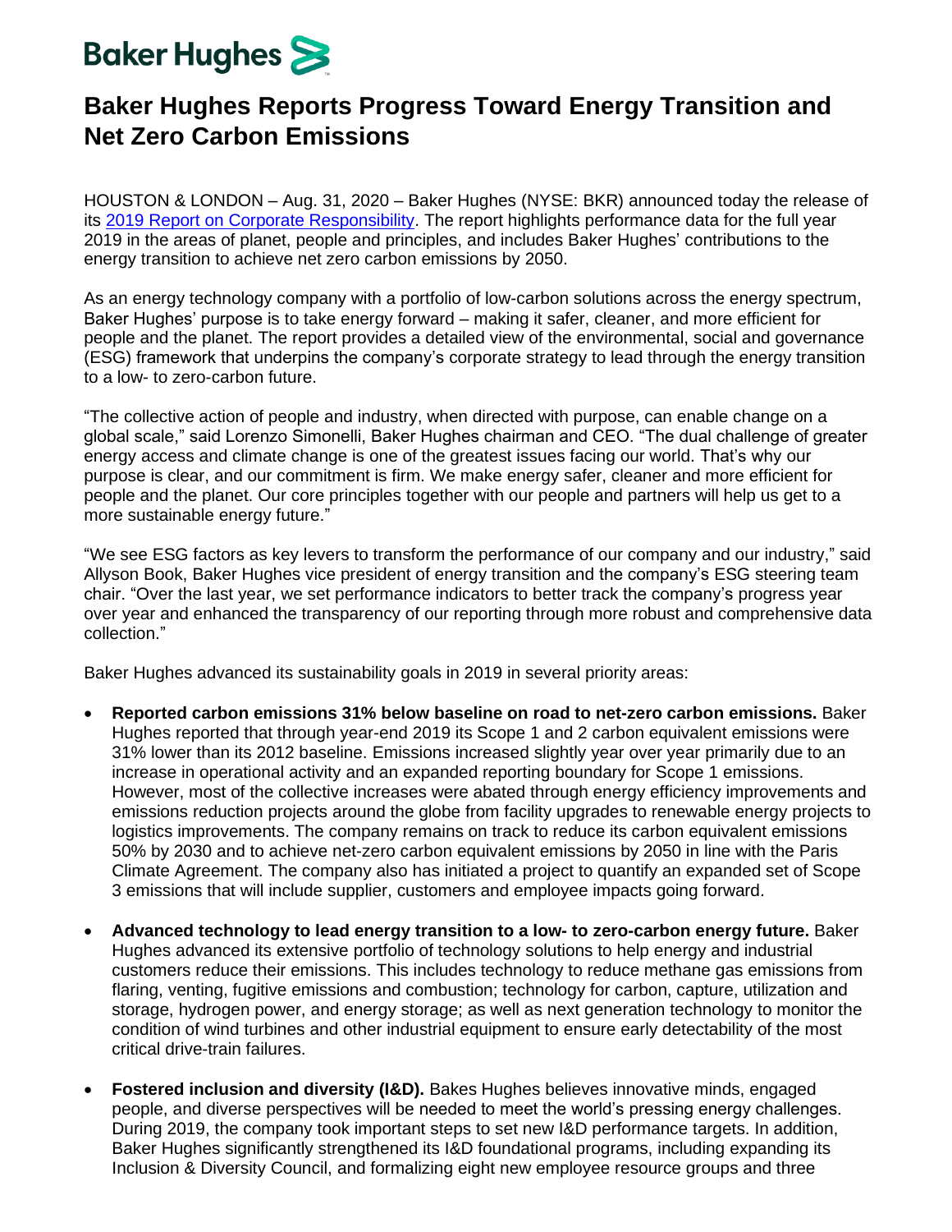Baker Hughes

# Baker Hughes Reports Progress Toward Energy Transition and Net Zero Carbon Emissions

HOUSTON & LONDON – Aug. 31, 2020 – Baker Hughes (NYSE: BKR) announced today the release of its 2019 Report on Corporate Responsibility. The report highlights performance data for the full year 2019 in the areas of planet, people and principles, and includes Baker Hughes' contributions to the energy transition to achieve net zero carbon emissions by 2050.

As an energy technology company with a portfolio of low-carbon solutions across the energy spectrum, Baker Hughes' purpose is to take energy forward – making it safer, cleaner, and more efficient for people and the planet. The report provides a detailed view of the environmental, social and governance (ESG) framework that underpins the company's corporate strategy to lead through the energy transition to a low- to zero-carbon future.

"The collective action of people and industry, when directed with purpose, can enable change on a global scale," said Lorenzo Simonelli, Baker Hughes chairman and CEO. "The dual challenge of greater energy access and climate change is one of the greatest issues facing our world. That's why our purpose is clear, and our commitment is firm. We make energy safer, cleaner and more efficient for people and the planet. Our core principles together with our people and partners will help us get to a more sustainable energy future."

"We see ESG factors as key levers to transform the performance of our company and our industry," said Allyson Book, Baker Hughes vice president of energy transition and the company's ESG steering team chair. "Over the last year, we set performance indicators to better track the company's progress year over year and enhanced the transparency of our reporting through more robust and comprehensive data collection."

Baker Hughes advanced its sustainability goals in 2019 in several priority areas:

- **Reported carbon emissions 31% below baseline on road to net-zero carbon emissions.** Baker Hughes reported that through year-end 2019 its Scope 1 and 2 carbon equivalent emissions were 31% lower than its 2012 baseline. Emissions increased slightly year over year primarily due to an increase in operational activity and an expanded reporting boundary for Scope 1 emissions. However, most of the collective increases were abated through energy efficiency improvements and emissions reduction projects around the globe from facility upgrades to renewable energy projects to logistics improvements. The company remains on track to reduce its carbon equivalent emissions 50% by 2030 and to achieve net-zero carbon equivalent emissions by 2050 in line with the Paris Climate Agreement. The company also has initiated a project to quantify an expanded set of Scope 3 emissions that will include supplier, customers and employee impacts going forward.
- **Advanced technology to lead energy transition to a low- to zero-carbon energy future.** Baker Hughes advanced its extensive portfolio of technology solutions to help energy and industrial customers reduce their emissions. This includes technology to reduce methane gas emissions from flaring, venting, fugitive emissions and combustion; technology for carbon, capture, utilization and storage, hydrogen power, and energy storage; as well as next generation technology to monitor the condition of wind turbines and other industrial equipment to ensure early detectability of the most critical drive-train failures.
- **Fostered inclusion and diversity (I&D).** Bakes Hughes believes innovative minds, engaged people, and diverse perspectives will be needed to meet the world's pressing energy challenges. During 2019, the company took important steps to set new I&D performance targets. In addition, Baker Hughes significantly strengthened its I&D foundational programs, including expanding its Inclusion & Diversity Council, and formalizing eight new employee resource groups and three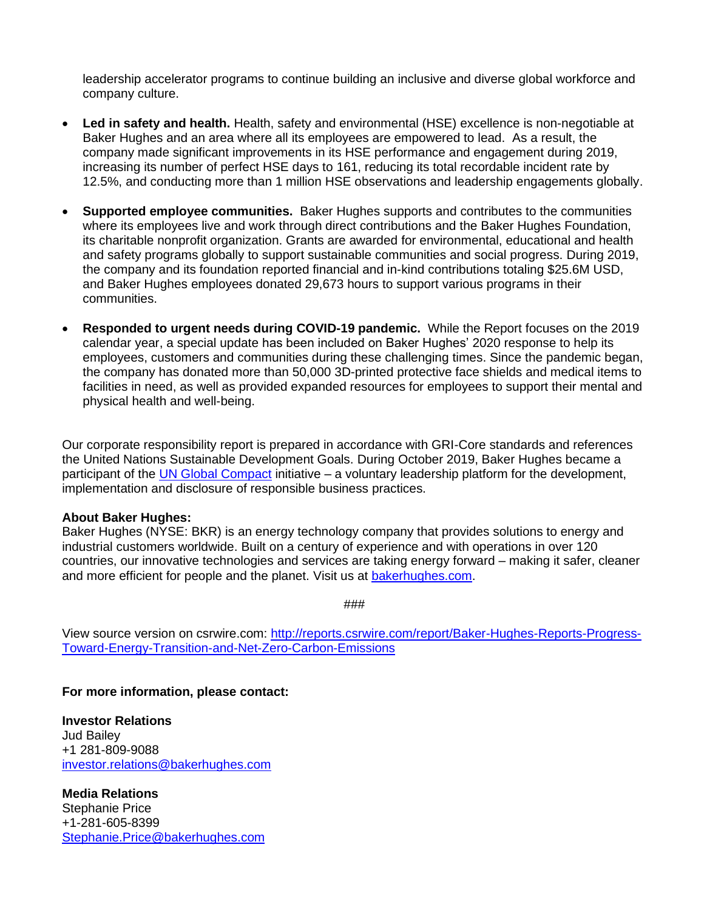leadership accelerator programs to continue building an inclusive and diverse global workforce and company culture.

- **Led in safety and health.** Health, safety and environmental (HSE) excellence is non-negotiable at Baker Hughes and an area where all its employees are empowered to lead. As a result, the company made significant improvements in its HSE performance and engagement during 2019, increasing its number of perfect HSE days to 161, reducing its total recordable incident rate by 12.5%, and conducting more than 1 million HSE observations and leadership engagements globally.

- **Supported employee communities.** Baker Hughes supports and contributes to the communities where its employees live and work through direct contributions and the Baker Hughes Foundation, its charitable nonprofit organization. Grants are awarded for environmental, educational and health and safety programs globally to support sustainable communities and social progress. During 2019, the company and its foundation reported financial and in-kind contributions totaling $25.6M USD, and Baker Hughes employees donated 29,673 hours to support various programs in their communities.

- **Responded to urgent needs during COVID-19 pandemic.** While the Report focuses on the 2019 calendar year, a special update has been included on Baker Hughes' 2020 response to help its employees, customers and communities during these challenging times. Since the pandemic began, the company has donated more than 50,000 3D-printed protective face shields and medical items to facilities in need, as well as provided expanded resources for employees to support their mental and physical health and well-being.

Our corporate responsibility report is prepared in accordance with GRI-Core standards and references the United Nations Sustainable Development Goals. During October 2019, Baker Hughes became a participant of the [UN Global Compact](#) initiative – a voluntary leadership platform for the development, implementation and disclosure of responsible business practices.

**About Baker Hughes:**
Baker Hughes (NYSE: BKR) is an energy technology company that provides solutions to energy and industrial customers worldwide. Built on a century of experience and with operations in over 120 countries, our innovative technologies and services are taking energy forward – making it safer, cleaner and more efficient for people and the planet. Visit us at [bakerhughes.com](#).

###

View source version on csrwire.com: http://reports.csrwire.com/report/Baker-Hughes-Reports-Progress-Toward-Energy-Transition-and-Net-Zero-Carbon-Emissions

**For more information, please contact:**

**Investor Relations**
Jud Bailey
+1 281-809-9088
investor.relations@bakerhughes.com

**Media Relations**
Stephanie Price
+1-281-605-8399
Stephanie.Price@bakerhughes.com